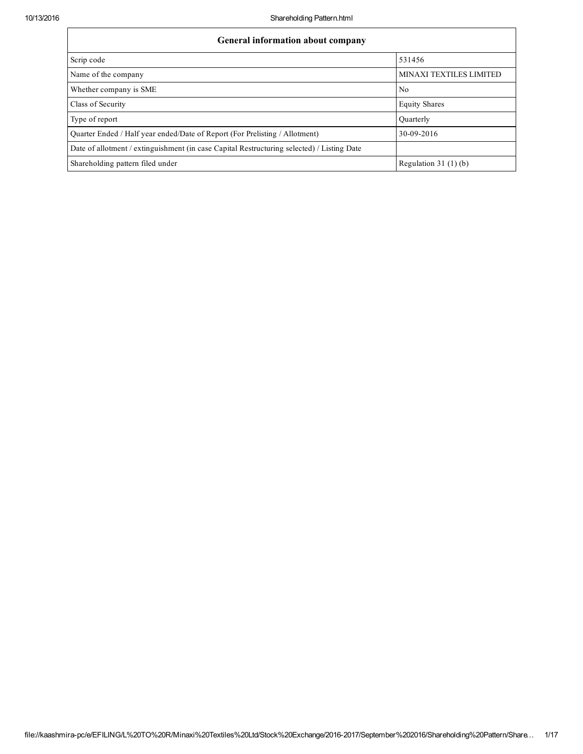| General information about company | |
|---|---|
| Scrip code | 531456 |
| Name of the company | MINAXI TEXTILES LIMITED |
| Whether company is SME | No |
| Class of Security | Equity Shares |
| Type of report | Quarterly |
| Quarter Ended / Half year ended/Date of Report (For Prelisting / Allotment) | 30-09-2016 |
| Date of allotment / extinguishment (in case Capital Restructuring selected) / Listing Date | |
| Shareholding pattern filed under | Regulation 31 (1) (b) |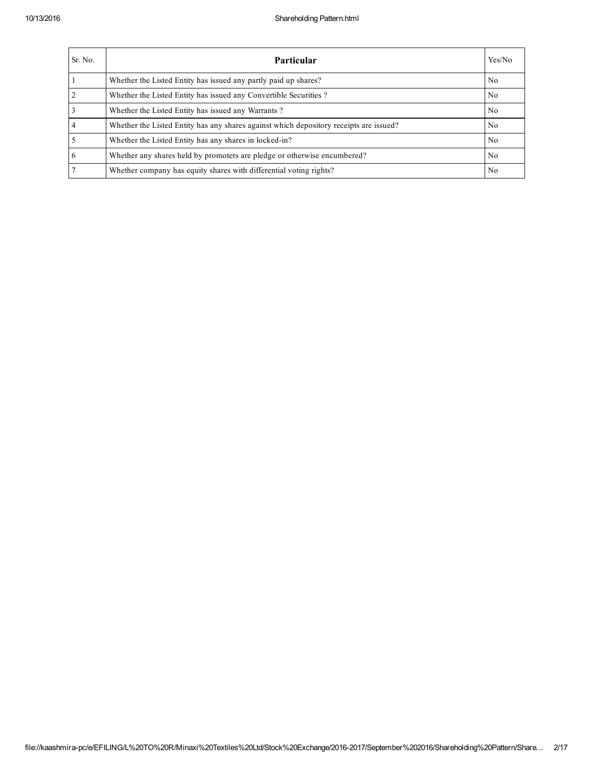| Sr. No. | Particular | Yes/No |
|---|---|---|
| 1 | Whether the Listed Entity has issued any partly paid up shares? | No |
| 2 | Whether the Listed Entity has issued any Convertible Securities ? | No |
| 3 | Whether the Listed Entity has issued any Warrants ? | No |
| 4 | Whether the Listed Entity has any shares against which depository receipts are issued? | No |
| 5 | Whether the Listed Entity has any shares in locked-in? | No |
| 6 | Whether any shares held by promoters are pledge or otherwise encumbered? | No |
| 7 | Whether company has equity shares with differential voting rights? | No |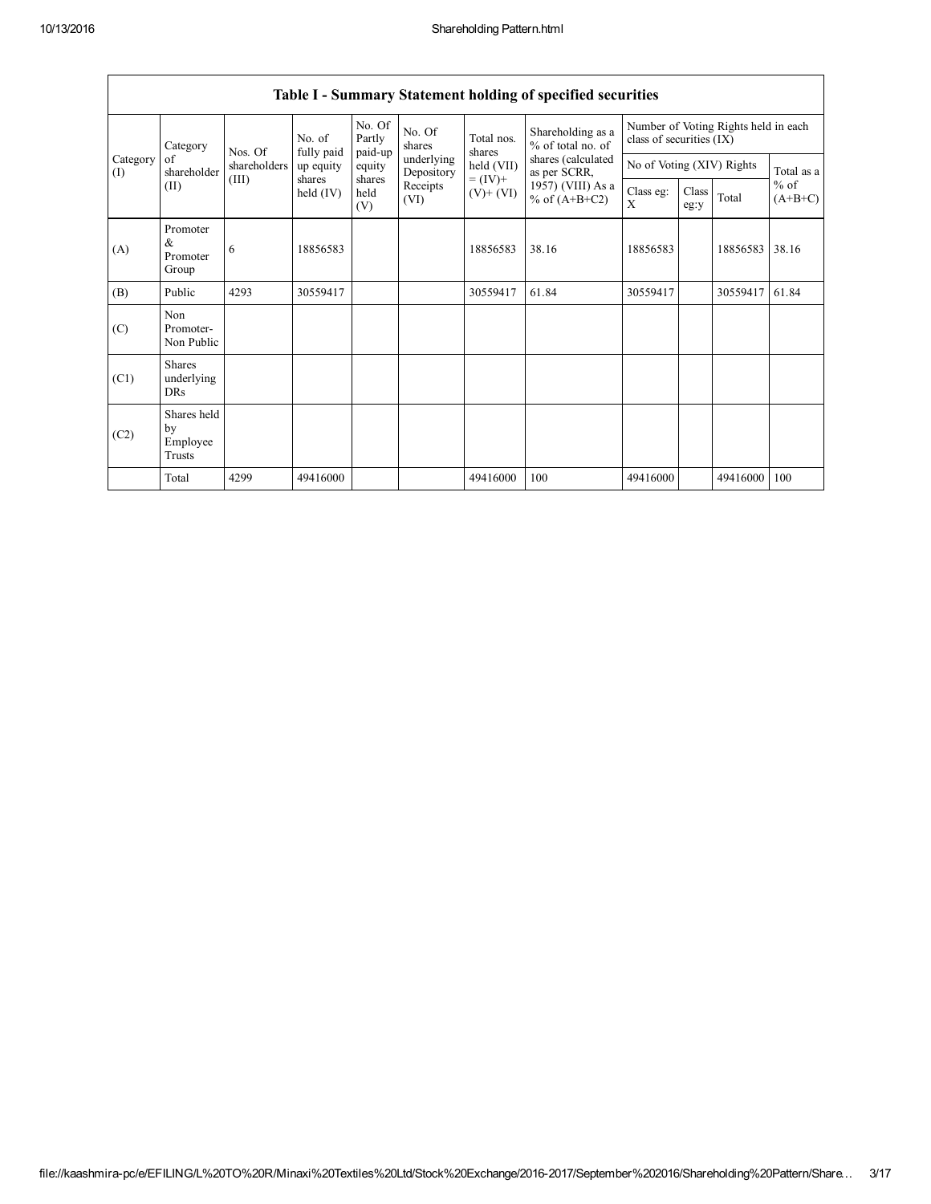| Table I - Summary Statement holding of specified securities | | | | | | | | | | | | |
|---|---|---|---|---|---|---|---|---|---|---|---|---|
| Category (I) | Category of shareholder (II) | Nos. Of shareholders (III) | No. of fully paid up equity shares held (IV) | No. Of Partly paid-up equity shares held (V) | No. Of shares underlying Depository Receipts (VI) | Total nos. shares held (VII) = (IV)+ (V)+ (VI) | Shareholding as a % of total no. of shares (calculated as per SCRR, 1957) (VIII) As a % of (A+B+C2) | Number of Voting Rights held in each class of securities (IX) | | | |
| | | | | | | | | No of Voting (XIV) Rights | | | Total as a % of (A+B+C) |
| | | | | | | | | Class eg: X | Class eg:y | Total | |
| (A) | Promoter & Promoter Group | 6 | 18856583 | | | 18856583 | 38.16 | 18856583 | | 18856583 | 38.16 |
| (B) | Public | 4293 | 30559417 | | | 30559417 | 61.84 | 30559417 | | 30559417 | 61.84 |
| (C) | Non Promoter- Non Public | | | | | | | | | | |
| (C1) | Shares underlying DRs | | | | | | | | | | |
| (C2) | Shares held by Employee Trusts | | | | | | | | | | |
| | Total | 4299 | 49416000 | | | 49416000 | 100 | 49416000 | | 49416000 | 100 |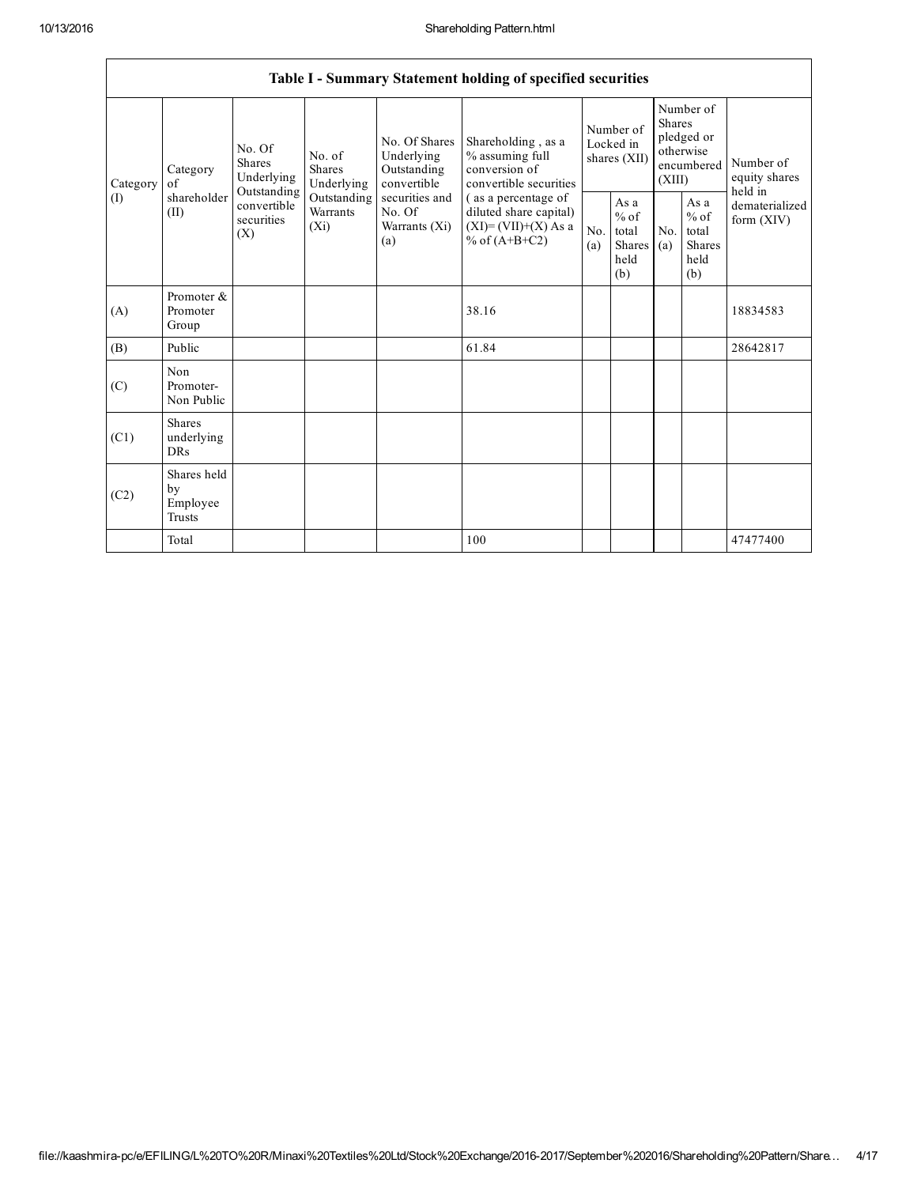| Table I - Summary Statement holding of specified securities | | | | | | | | | | | |
|---|---|---|---|---|---|---|---|---|---|---|---|
| Category (I) | Category of shareholder (II) | No. Of Shares Underlying Outstanding convertible securities (X) | No. of Shares Underlying Outstanding Warrants (Xi) | No. Of Shares Underlying Outstanding convertible securities and No. Of Warrants (Xi) (a) | Shareholding , as a % assuming full conversion of convertible securities ( as a percentage of diluted share capital) (XI)= (VII)+(X) As a % of (A+B+C2) | Number of Locked in shares (XII) | | Number of Shares pledged or otherwise encumbered (XIII) | | Number of equity shares held in dematerialized form (XIV) |
| | | | | | | No. (a) | As a % of total Shares held (b) | No. (a) | As a % of total Shares held (b) | |
| (A) | Promoter & Promoter Group | | | | 38.16 | | | | | 18834583 |
| (B) | Public | | | | 61.84 | | | | | 28642817 |
| (C) | Non Promoter- Non Public | | | | | | | | | |
| (C1) | Shares underlying DRs | | | | | | | | | |
| (C2) | Shares held by Employee Trusts | | | | | | | | | |
| | Total | | | | 100 | | | | | 47477400 |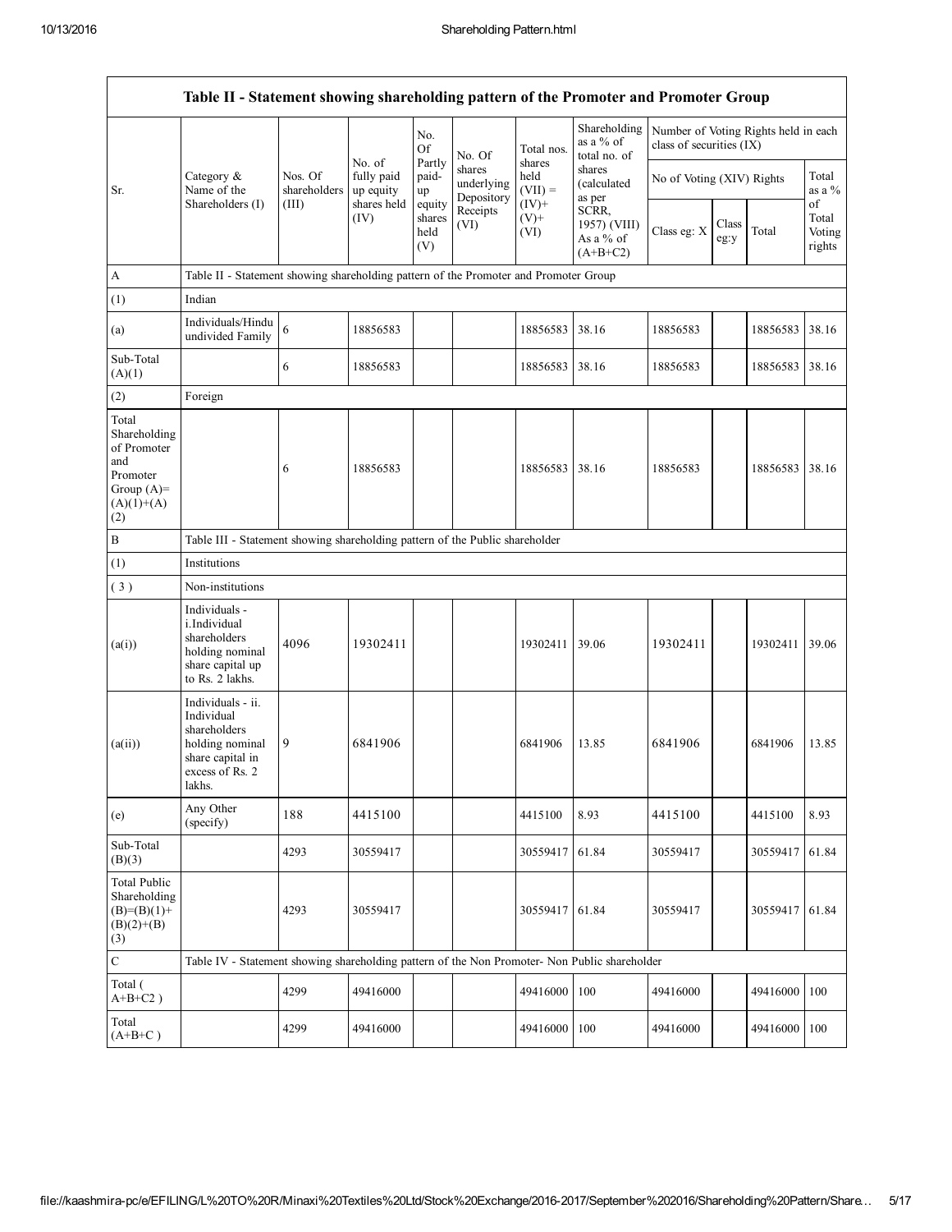| Table II - Statement showing shareholding pattern of the Promoter and Promoter Group | | | | | | | | | | | | |
|---|---|---|---|---|---|---|---|---|---|---|---|---|
| Sr. | Category & Name of the Shareholders (I) | Nos. Of shareholders (III) | No. of fully paid up equity shares held (IV) | No. Of Partly paid-up equity shares held (V) | No. Of shares underlying Depository Receipts (VI) | Total nos. shares held (VII) = (IV)+ (V)+ (VI) | Shareholding as a % of total no. of shares (calculated as per SCRR, 1957) (VIII) As a % of (A+B+C2) | Number of Voting Rights held in each class of securities (IX) | | | | |
| | | | | | | | | No of Voting (XIV) Rights | | | Total as a % of Total Voting rights |
| | | | | | | | | Class eg: X | Class eg:y | Total | |
| A | Table II - Statement showing shareholding pattern of the Promoter and Promoter Group | | | | | | | | | | |
| (1) | Indian | | | | | | | | | | |
| (a) | Individuals/Hindu undivided Family | 6 | 18856583 | | | 18856583 | 38.16 | 18856583 | | 18856583 | 38.16 |
| Sub-Total (A)(1) | | 6 | 18856583 | | | 18856583 | 38.16 | 18856583 | | 18856583 | 38.16 |
| (2) | Foreign | | | | | | | | | | |
| Total Shareholding of Promoter and Promoter Group (A)= (A)(1)+(A)(2) | | 6 | 18856583 | | | 18856583 | 38.16 | 18856583 | | 18856583 | 38.16 |
| B | Table III - Statement showing shareholding pattern of the Public shareholder | | | | | | | | | | |
| (1) | Institutions | | | | | | | | | | |
| ( 3 ) | Non-institutions | | | | | | | | | | |
| (a(i)) | Individuals - i.Individual shareholders holding nominal share capital up to Rs. 2 lakhs. | 4096 | 19302411 | | | 19302411 | 39.06 | 19302411 | | 19302411 | 39.06 |
| (a(ii)) | Individuals - ii. Individual shareholders holding nominal share capital in excess of Rs. 2 lakhs. | 9 | 6841906 | | | 6841906 | 13.85 | 6841906 | | 6841906 | 13.85 |
| (e) | Any Other (specify) | 188 | 4415100 | | | 4415100 | 8.93 | 4415100 | | 4415100 | 8.93 |
| Sub-Total (B)(3) | | 4293 | 30559417 | | | 30559417 | 61.84 | 30559417 | | 30559417 | 61.84 |
| Total Public Shareholding (B)=(B)(1)+(B)(2)+(B)(3) | | 4293 | 30559417 | | | 30559417 | 61.84 | 30559417 | | 30559417 | 61.84 |
| C | Table IV - Statement showing shareholding pattern of the Non Promoter- Non Public shareholder | | | | | | | | | | |
| Total ( A+B+C2 ) | | 4299 | 49416000 | | | 49416000 | 100 | 49416000 | | 49416000 | 100 |
| Total (A+B+C ) | | 4299 | 49416000 | | | 49416000 | 100 | 49416000 | | 49416000 | 100 |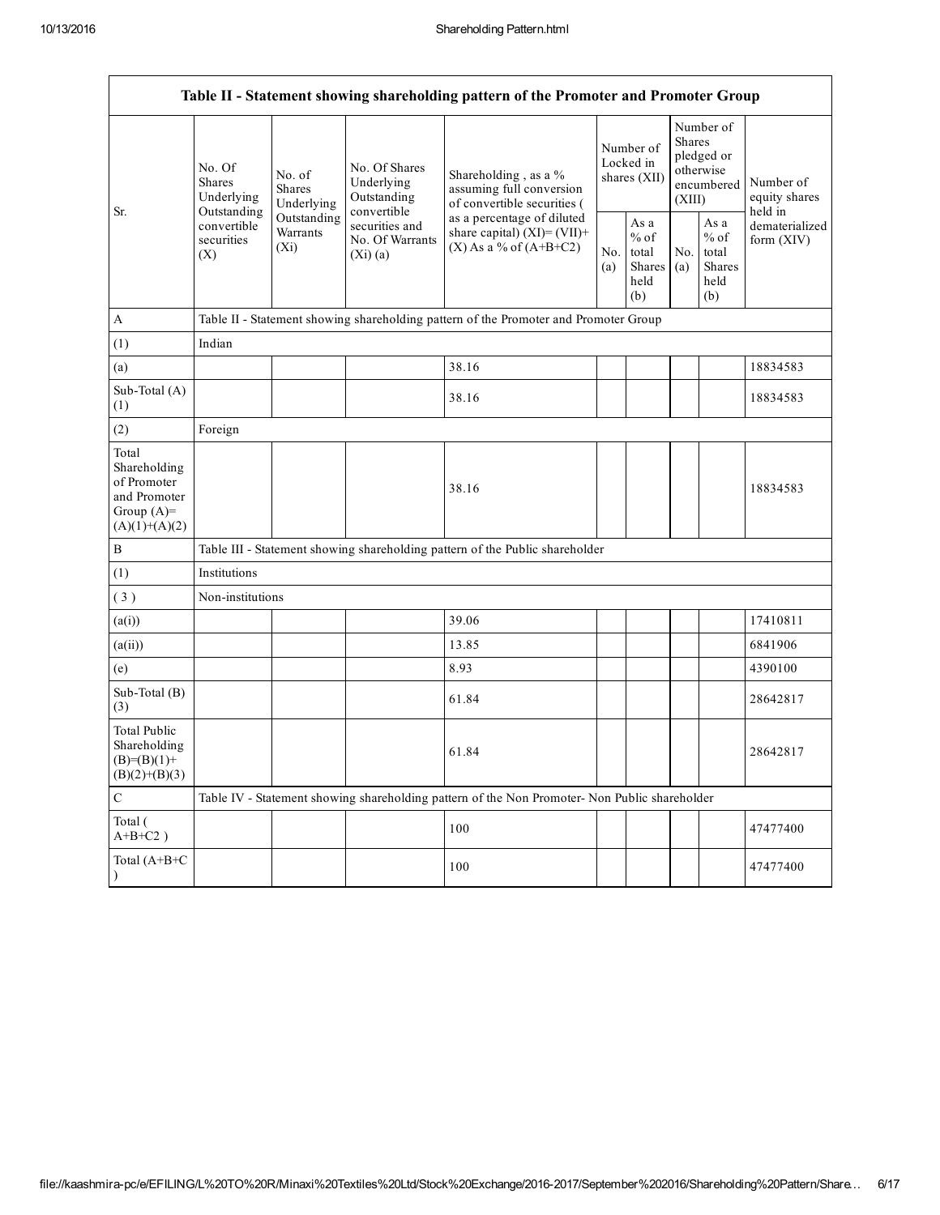| Table II - Statement showing shareholding pattern of the Promoter and Promoter Group | | | | | | | | | |
|---|---|---|---|---|---|---|---|---|---|
| Sr. | No. Of Shares Underlying Outstanding convertible securities (X) | No. of Shares Underlying Outstanding Warrants (Xi) | No. Of Shares Underlying Outstanding convertible securities and No. Of Warrants (Xi) (a) | Shareholding , as a % assuming full conversion of convertible securities ( as a percentage of diluted share capital) (XI)= (VII)+(X) As a % of (A+B+C2) | Number of Locked in shares (XII) | | Number of Shares pledged or otherwise encumbered (XIII) | | Number of equity shares held in dematerialized form (XIV) |
| | | | | | No. (a) | As a % of total Shares held (b) | No. (a) | As a % of total Shares held (b) | |
| A | Table II - Statement showing shareholding pattern of the Promoter and Promoter Group | | | | | | | | |
| (1) | Indian | | | | | | | | |
| (a) | | | | 38.16 | | | | | 18834583 |
| Sub-Total (A) (1) | | | | 38.16 | | | | | 18834583 |
| (2) | Foreign | | | | | | | | |
| Total Shareholding of Promoter and Promoter Group (A)=(A)(1)+(A)(2) | | | | 38.16 | | | | | 18834583 |
| B | Table III - Statement showing shareholding pattern of the Public shareholder | | | | | | | | |
| (1) | Institutions | | | | | | | | |
| ( 3 ) | Non-institutions | | | | | | | | |
| (a(i)) | | | | 39.06 | | | | | 17410811 |
| (a(ii)) | | | | 13.85 | | | | | 6841906 |
| (e) | | | | 8.93 | | | | | 4390100 |
| Sub-Total (B) (3) | | | | 61.84 | | | | | 28642817 |
| Total Public Shareholding (B)=(B)(1)+(B)(2)+(B)(3) | | | | 61.84 | | | | | 28642817 |
| C | Table IV - Statement showing shareholding pattern of the Non Promoter- Non Public shareholder | | | | | | | | |
| Total ( A+B+C2 ) | | | | 100 | | | | | 47477400 |
| Total (A+B+C ) | | | | 100 | | | | | 47477400 |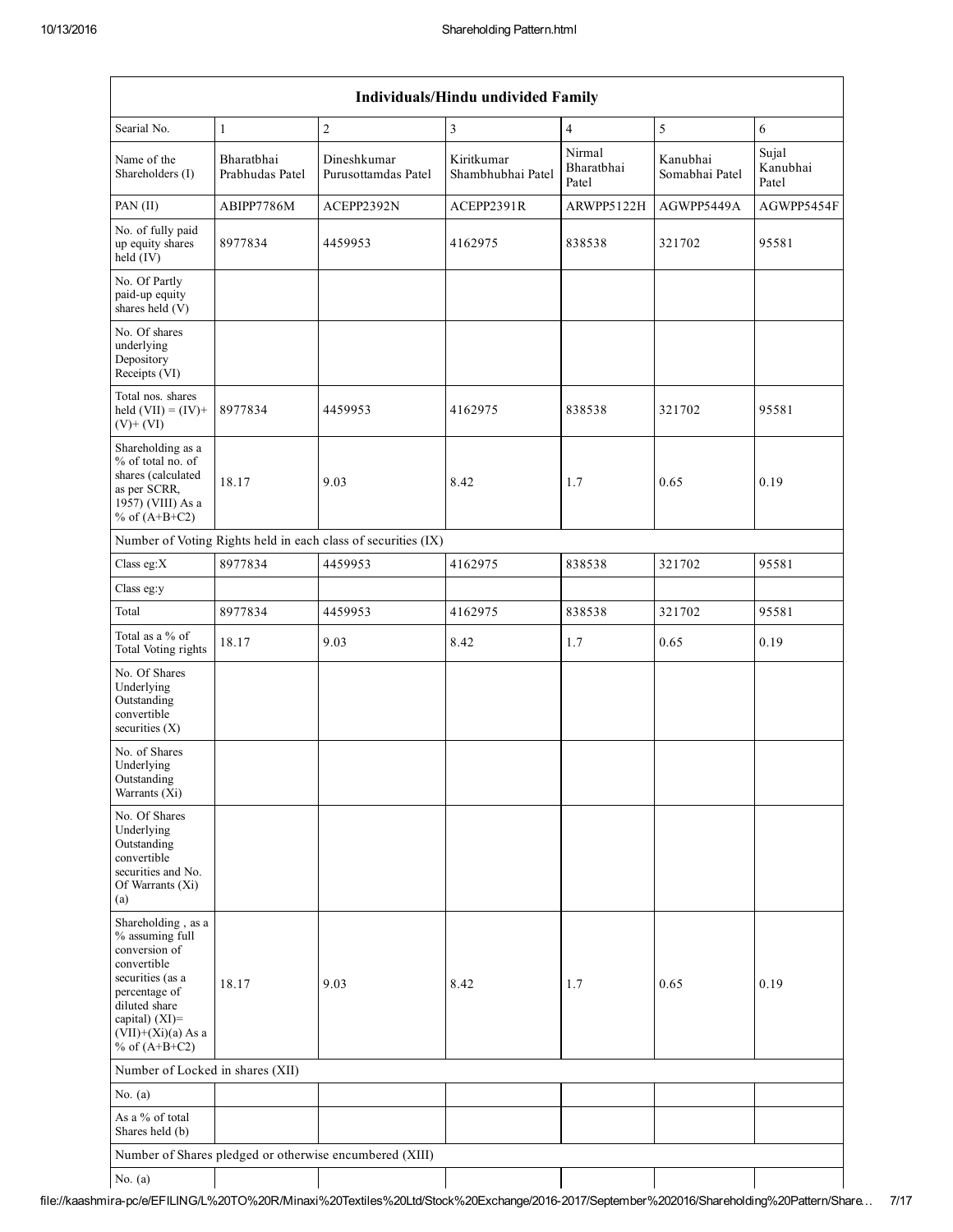| Individuals/Hindu undivided Family | | | | | | |
|---|---|---|---|---|---|---|
| Searial No. | 1 | 2 | 3 | 4 | 5 | 6 |
| Name of the Shareholders (I) | Bharatbhai Prabhudas Patel | Dineshkumar Purusottamdas Patel | Kiritkumar Shambhubhai Patel | Nirmal Bharatbhai Patel | Kanubhai Somabhai Patel | Sujal Kanubhai Patel |
| PAN (II) | ABIPP7786M | ACEPP2392N | ACEPP2391R | ARWPP5122H | AGWPP5449A | AGWPP5454F |
| No. of fully paid up equity shares held (IV) | 8977834 | 4459953 | 4162975 | 838538 | 321702 | 95581 |
| No. Of Partly paid-up equity shares held (V) | | | | | | |
| No. Of shares underlying Depository Receipts (VI) | | | | | | |
| Total nos. shares held (VII) = (IV)+ (V)+ (VI) | 8977834 | 4459953 | 4162975 | 838538 | 321702 | 95581 |
| Shareholding as a % of total no. of shares (calculated as per SCRR, 1957) (VIII) As a % of (A+B+C2) | 18.17 | 9.03 | 8.42 | 1.7 | 0.65 | 0.19 |
| Number of Voting Rights held in each class of securities (IX) | | | | | | |
| Class eg:X | 8977834 | 4459953 | 4162975 | 838538 | 321702 | 95581 |
| Class eg:y | | | | | | |
| Total | 8977834 | 4459953 | 4162975 | 838538 | 321702 | 95581 |
| Total as a % of Total Voting rights | 18.17 | 9.03 | 8.42 | 1.7 | 0.65 | 0.19 |
| No. Of Shares Underlying Outstanding convertible securities (X) | | | | | | |
| No. of Shares Underlying Outstanding Warrants (Xi) | | | | | | |
| No. Of Shares Underlying Outstanding convertible securities and No. Of Warrants (Xi) (a) | | | | | | |
| Shareholding , as a % assuming full conversion of convertible securities (as a percentage of diluted share capital) (XI)= (VII)+(Xi)(a) As a % of (A+B+C2) | 18.17 | 9.03 | 8.42 | 1.7 | 0.65 | 0.19 |
| Number of Locked in shares (XII) | | | | | | |
| No. (a) | | | | | | |
| As a % of total Shares held (b) | | | | | | |
| Number of Shares pledged or otherwise encumbered (XIII) | | | | | | |
| No. (a) | | | | | | |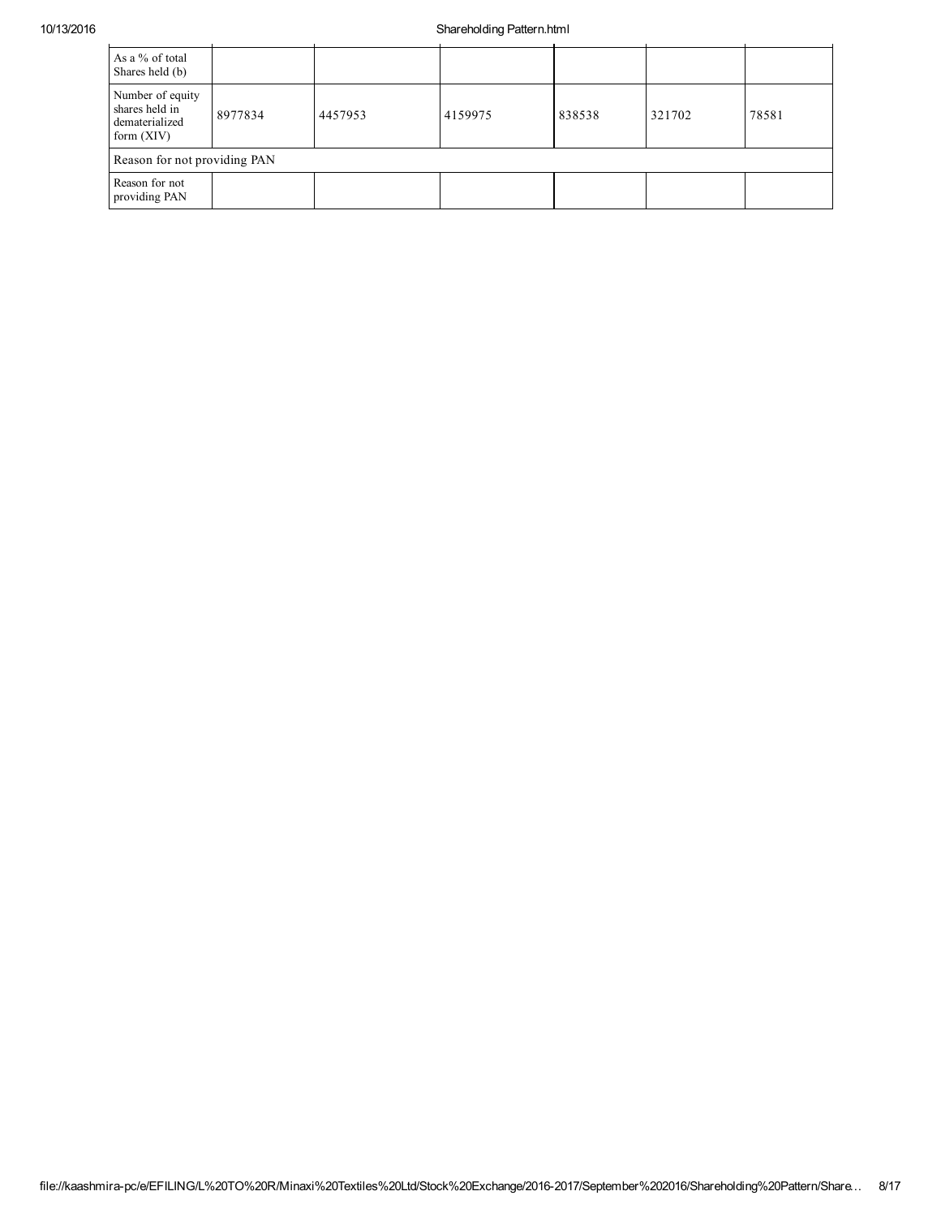| As a % of total Shares held (b) | | | | | | |
|---|---|---|---|---|---|---|
| Number of equity shares held in dematerialized form (XIV) | 8977834 | 4457953 | 4159975 | 838538 | 321702 | 78581 |
| Reason for not providing PAN | | | | | | |
| Reason for not providing PAN | | | | | | |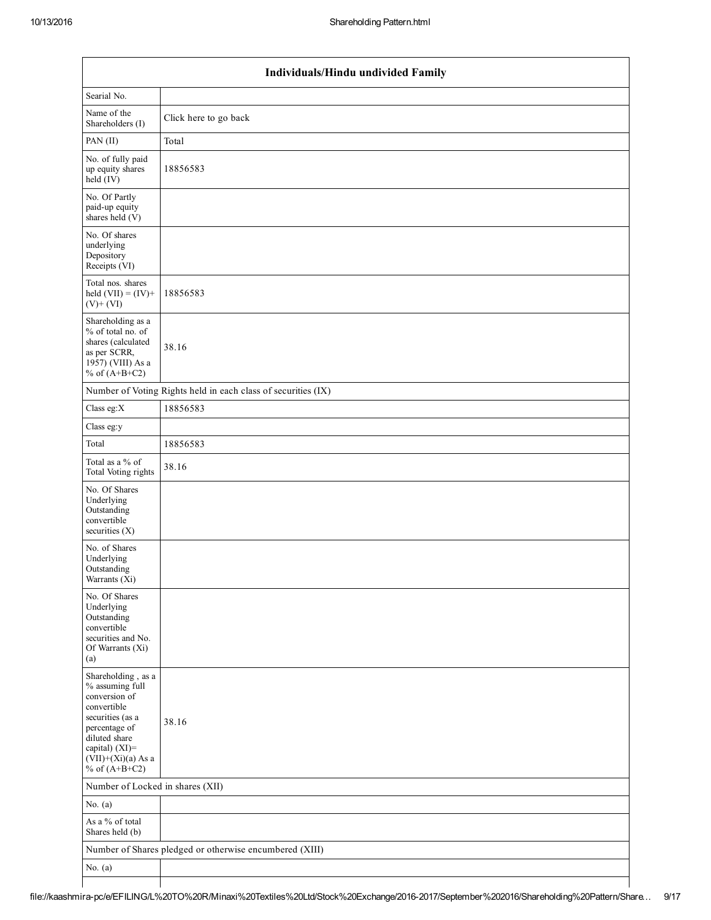| Individuals/Hindu undivided Family | |
|---|---|
| Searial No. | |
| Name of the Shareholders (I) | Click here to go back |
| PAN (II) | Total |
| No. of fully paid up equity shares held (IV) | 18856583 |
| No. Of Partly paid-up equity shares held (V) | |
| No. Of shares underlying Depository Receipts (VI) | |
| Total nos. shares held (VII) = (IV)+ (V)+ (VI) | 18856583 |
| Shareholding as a % of total no. of shares (calculated as per SCRR, 1957) (VIII) As a % of (A+B+C2) | 38.16 |
| Number of Voting Rights held in each class of securities (IX) | |
| Class eg:X | 18856583 |
| Class eg:y | |
| Total | 18856583 |
| Total as a % of Total Voting rights | 38.16 |
| No. Of Shares Underlying Outstanding convertible securities (X) | |
| No. of Shares Underlying Outstanding Warrants (Xi) | |
| No. Of Shares Underlying Outstanding convertible securities and No. Of Warrants (Xi) (a) | |
| Shareholding , as a % assuming full conversion of convertible securities (as a percentage of diluted share capital) (XI)= (VII)+(Xi)(a) As a % of (A+B+C2) | 38.16 |
| Number of Locked in shares (XII) | |
| No. (a) | |
| As a % of total Shares held (b) | |
| Number of Shares pledged or otherwise encumbered (XIII) | |
| No. (a) | |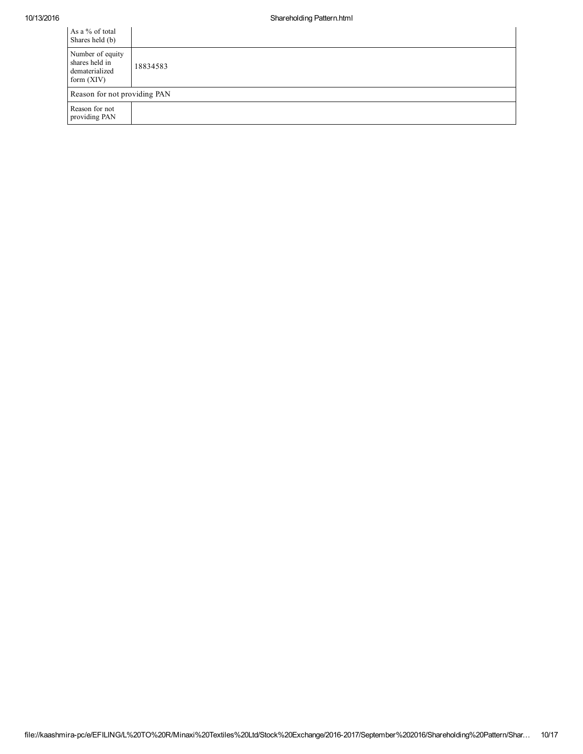| | |
|---|---|
| As a % of total Shares held (b) | |
| Number of equity shares held in dematerialized form (XIV) | 18834583 |
| Reason for not providing PAN | |
| Reason for not providing PAN | |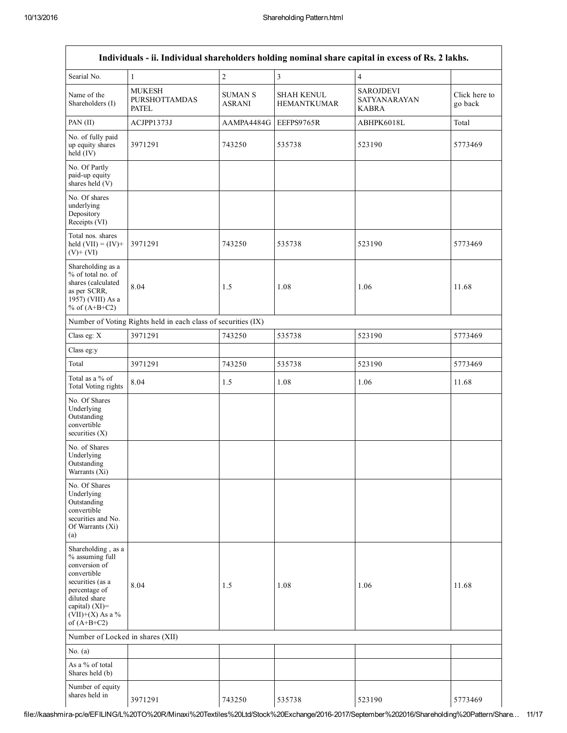| Individuals - ii. Individual shareholders holding nominal share capital in excess of Rs. 2 lakhs. | | | | | |
|---|---|---|---|---|---|
| Searial No. | 1 | 2 | 3 | 4 | |
| Name of the Shareholders (I) | MUKESH PURSHOTTAMDAS PATEL | SUMAN S ASRANI | SHAH KENUL HEMANTKUMAR | SAROJDEVI SATYANARAYAN KABRA | Click here to go back |
| PAN (II) | ACJPP1373J | AAMPA4484G | EEFPS9765R | ABHPK6018L | Total |
| No. of fully paid up equity shares held (IV) | 3971291 | 743250 | 535738 | 523190 | 5773469 |
| No. Of Partly paid-up equity shares held (V) | | | | | |
| No. Of shares underlying Depository Receipts (VI) | | | | | |
| Total nos. shares held (VII) = (IV)+ (V)+ (VI) | 3971291 | 743250 | 535738 | 523190 | 5773469 |
| Shareholding as a % of total no. of shares (calculated as per SCRR, 1957) (VIII) As a % of (A+B+C2) | 8.04 | 1.5 | 1.08 | 1.06 | 11.68 |
| Number of Voting Rights held in each class of securities (IX) | | | | | |
| Class eg: X | 3971291 | 743250 | 535738 | 523190 | 5773469 |
| Class eg:y | | | | | |
| Total | 3971291 | 743250 | 535738 | 523190 | 5773469 |
| Total as a % of Total Voting rights | 8.04 | 1.5 | 1.08 | 1.06 | 11.68 |
| No. Of Shares Underlying Outstanding convertible securities (X) | | | | | |
| No. of Shares Underlying Outstanding Warrants (Xi) | | | | | |
| No. Of Shares Underlying Outstanding convertible securities and No. Of Warrants (Xi) (a) | | | | | |
| Shareholding , as a % assuming full conversion of convertible securities (as a percentage of diluted share capital) (XI)= (VII)+(X) As a % of (A+B+C2) | 8.04 | 1.5 | 1.08 | 1.06 | 11.68 |
| Number of Locked in shares (XII) | | | | | |
| No. (a) | | | | | |
| As a % of total Shares held (b) | | | | | |
| Number of equity shares held in | 3971291 | 743250 | 535738 | 523190 | 5773469 |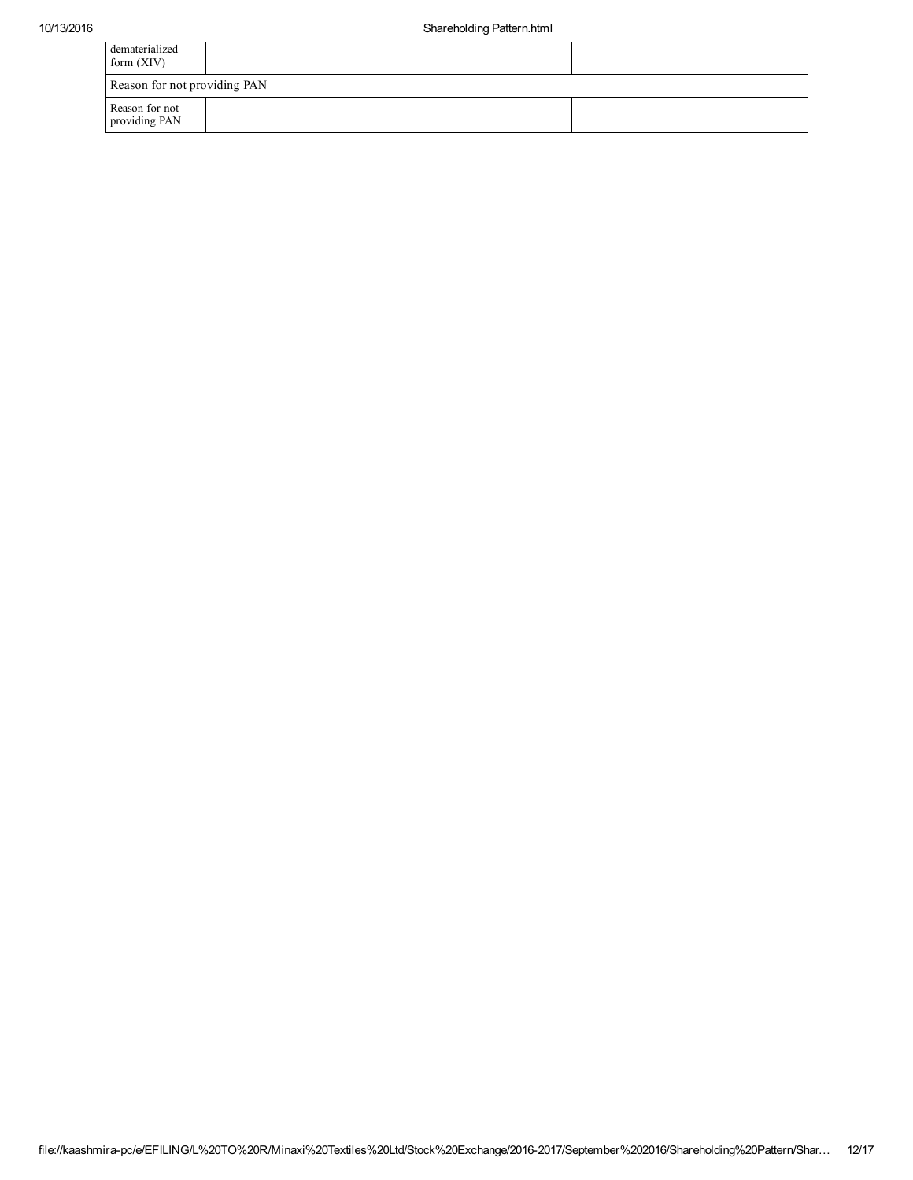| | | | | | |
|---|---|---|---|---|---|
| dematerialized form (XIV) | | | | | |
| Reason for not providing PAN | | | | | |
| Reason for not providing PAN | | | | | |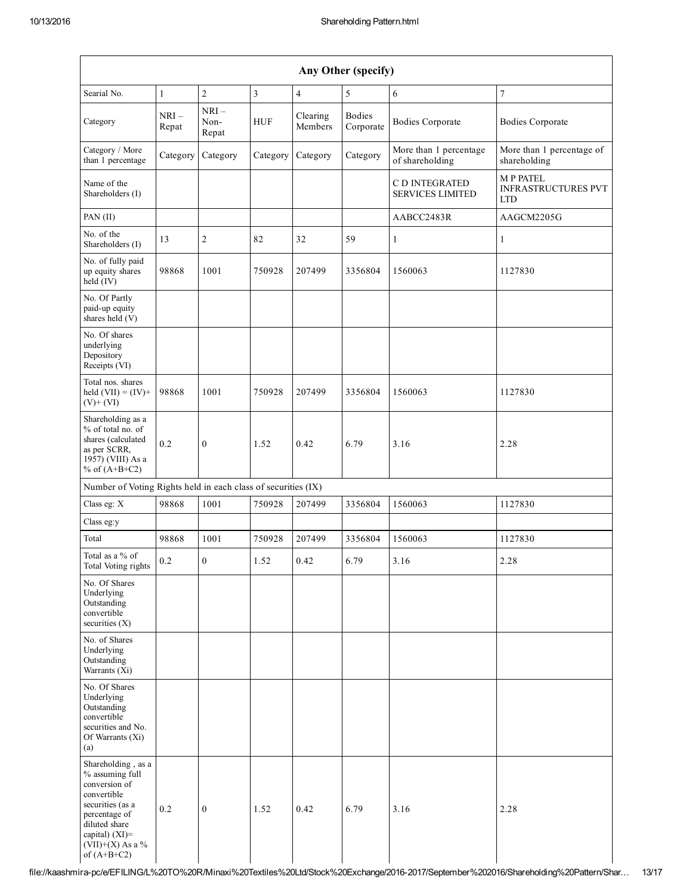| Any Other (specify) | | | | | | | |
|---|---|---|---|---|---|---|---|
| Searial No. | 1 | 2 | 3 | 4 | 5 | 6 | 7 |
| Category | NRI – Repat | NRI – Non-Repat | HUF | Clearing Members | Bodies Corporate | Bodies Corporate | Bodies Corporate |
| Category / More than 1 percentage | Category | Category | Category | Category | Category | More than 1 percentage of shareholding | More than 1 percentage of shareholding |
| Name of the Shareholders (I) | | | | | | C D INTEGRATED SERVICES LIMITED | M P PATEL INFRASTRUCTURES PVT LTD |
| PAN (II) | | | | | | AABCC2483R | AAGCM2205G |
| No. of the Shareholders (I) | 13 | 2 | 82 | 32 | 59 | 1 | 1 |
| No. of fully paid up equity shares held (IV) | 98868 | 1001 | 750928 | 207499 | 3356804 | 1560063 | 1127830 |
| No. Of Partly paid-up equity shares held (V) | | | | | | | |
| No. Of shares underlying Depository Receipts (VI) | | | | | | | |
| Total nos. shares held (VII) = (IV)+ (V)+ (VI) | 98868 | 1001 | 750928 | 207499 | 3356804 | 1560063 | 1127830 |
| Shareholding as a % of total no. of shares (calculated as per SCRR, 1957) (VIII) As a % of (A+B+C2) | 0.2 | 0 | 1.52 | 0.42 | 6.79 | 3.16 | 2.28 |
| Number of Voting Rights held in each class of securities (IX) | | | | | | | |
| Class eg: X | 98868 | 1001 | 750928 | 207499 | 3356804 | 1560063 | 1127830 |
| Class eg:y | | | | | | | |
| Total | 98868 | 1001 | 750928 | 207499 | 3356804 | 1560063 | 1127830 |
| Total as a % of Total Voting rights | 0.2 | 0 | 1.52 | 0.42 | 6.79 | 3.16 | 2.28 |
| No. Of Shares Underlying Outstanding convertible securities (X) | | | | | | | |
| No. of Shares Underlying Outstanding Warrants (Xi) | | | | | | | |
| No. Of Shares Underlying Outstanding convertible securities and No. Of Warrants (Xi) (a) | | | | | | | |
| Shareholding , as a % assuming full conversion of convertible securities (as a percentage of diluted share capital) (XI)= (VII)+(X) As a % of (A+B+C2) | 0.2 | 0 | 1.52 | 0.42 | 6.79 | 3.16 | 2.28 |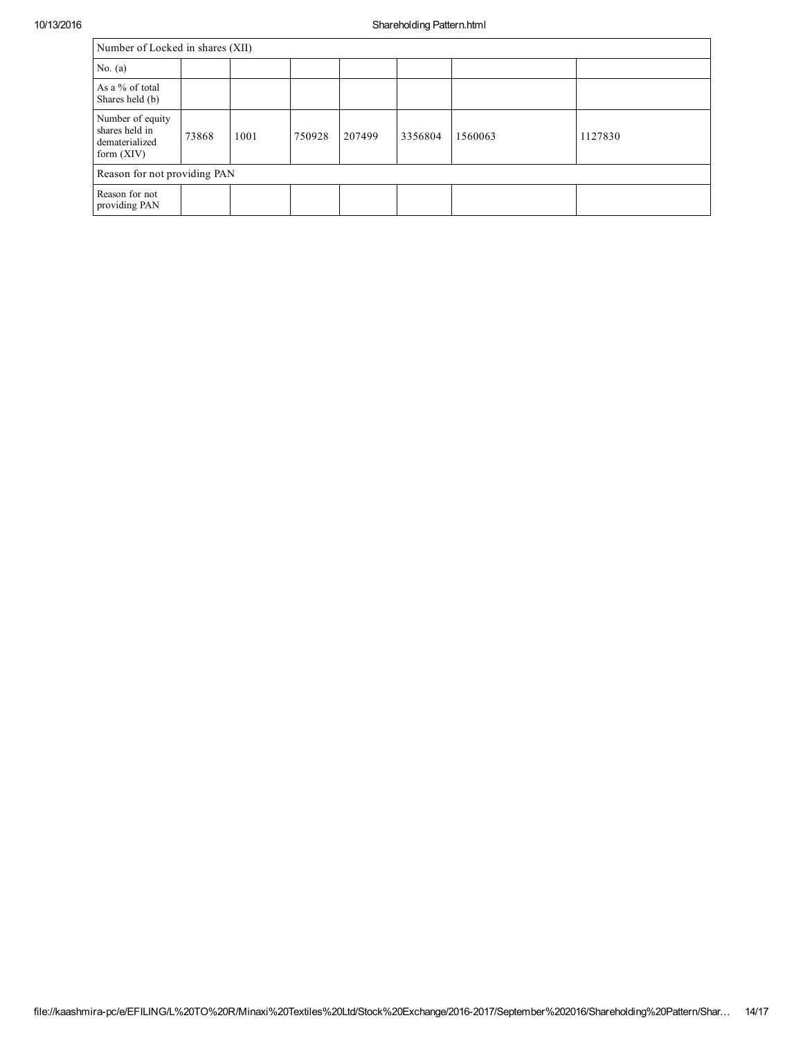| Number of Locked in shares (XII) | | | | | | | |
|---|---|---|---|---|---|---|---|
| No. (a) | | | | | | | |
| As a % of total Shares held (b) | | | | | | | |
| Number of equity shares held in dematerialized form (XIV) | 73868 | 1001 | 750928 | 207499 | 3356804 | 1560063 | 1127830 |
| Reason for not providing PAN | | | | | | | |
| Reason for not providing PAN | | | | | | | |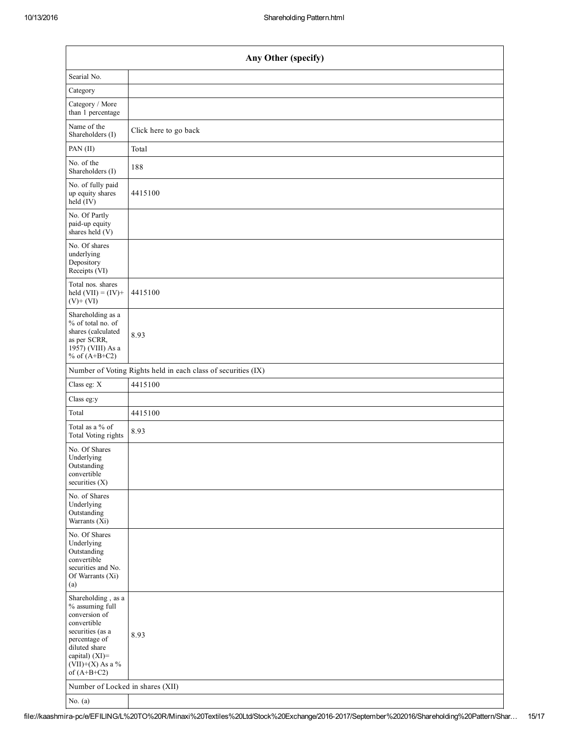| Any Other (specify) | |
|---|---|
| Searial No. | |
| Category | |
| Category / More than 1 percentage | |
| Name of the Shareholders (I) | Click here to go back |
| PAN (II) | Total |
| No. of the Shareholders (I) | 188 |
| No. of fully paid up equity shares held (IV) | 4415100 |
| No. Of Partly paid-up equity shares held (V) | |
| No. Of shares underlying Depository Receipts (VI) | |
| Total nos. shares held (VII) = (IV)+ (V)+ (VI) | 4415100 |
| Shareholding as a % of total no. of shares (calculated as per SCRR, 1957) (VIII) As a % of (A+B+C2) | 8.93 |
| Number of Voting Rights held in each class of securities (IX) | |
| Class eg: X | 4415100 |
| Class eg:y | |
| Total | 4415100 |
| Total as a % of Total Voting rights | 8.93 |
| No. Of Shares Underlying Outstanding convertible securities (X) | |
| No. of Shares Underlying Outstanding Warrants (Xi) | |
| No. Of Shares Underlying Outstanding convertible securities and No. Of Warrants (Xi) (a) | |
| Shareholding , as a % assuming full conversion of convertible securities (as a percentage of diluted share capital) (XI)= (VII)+(X) As a % of (A+B+C2) | 8.93 |
| Number of Locked in shares (XII) | |
| No. (a) | |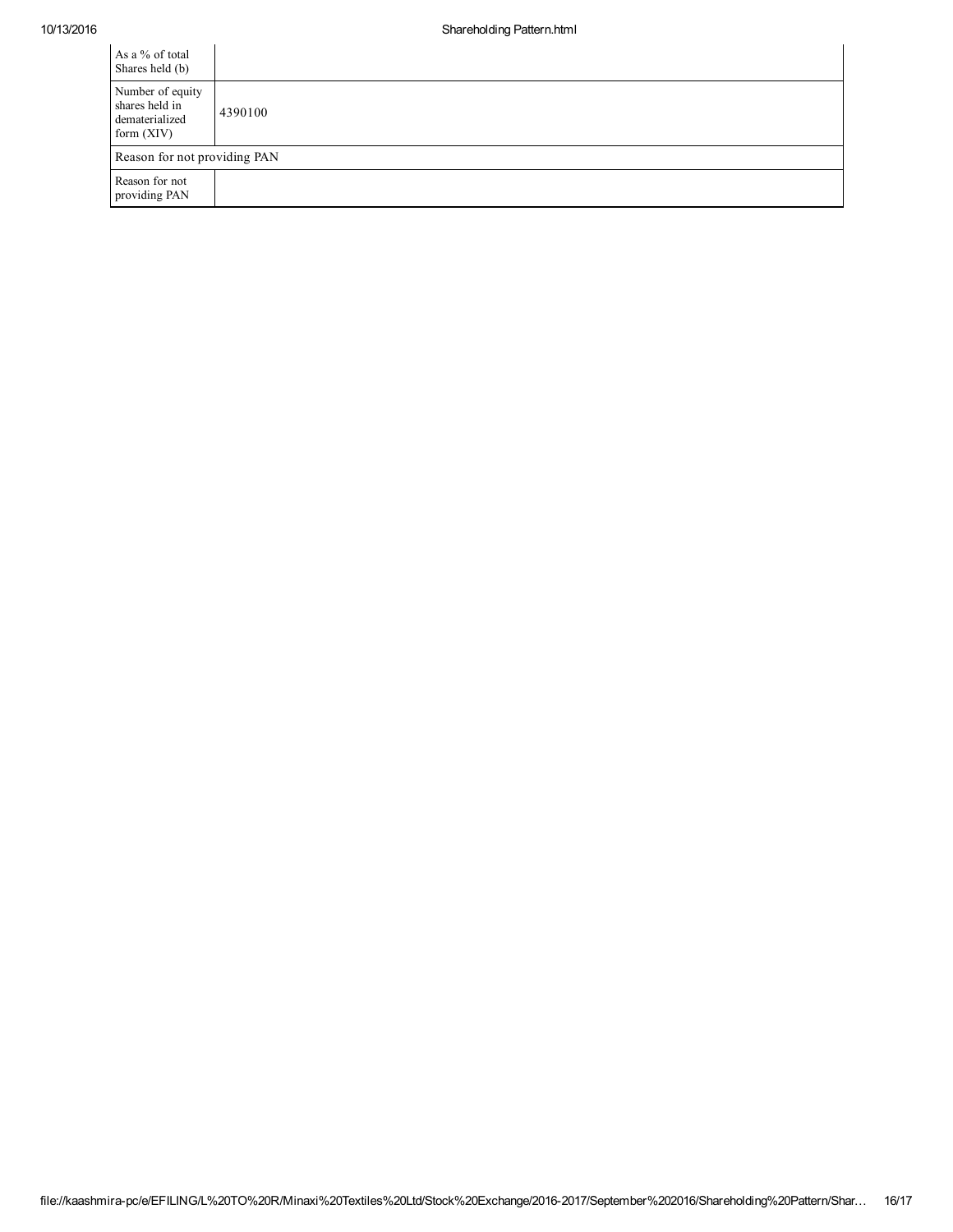| | |
|---|---|
| As a % of total Shares held (b) | |
| Number of equity shares held in dematerialized form (XIV) | 4390100 |
| Reason for not providing PAN | |
| Reason for not providing PAN | |